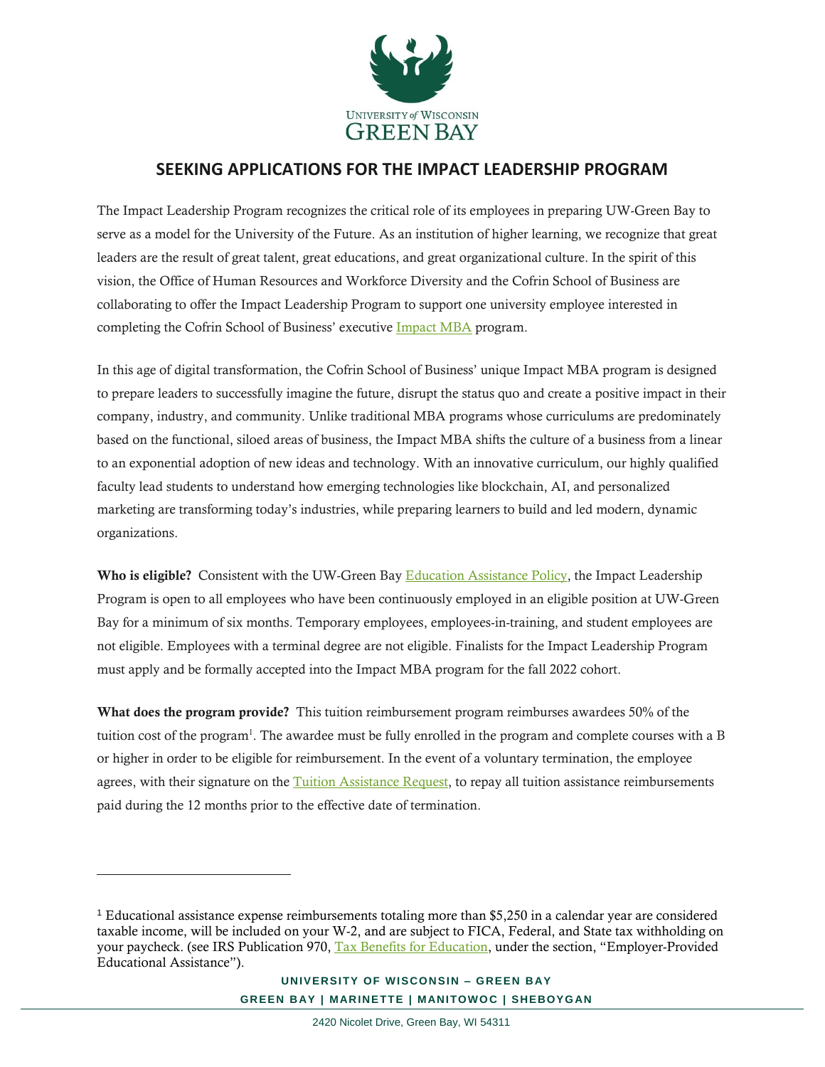# SEEKING APPLICATIONS FOR THE IMPACT LEADERSHIP PROGRAM

The Impact Leadership Program recognizes the critical role of its employees in preparing UW-Green Bay to serve as a model for the University of the Future. As an institution of higher learning, we recognize that great leaders are the result of great talent, great educations, and great organizational culture. In the spirit of this vision, the Office of Human Resources and Workforce Diversity and the Cofrin School of Business are collaborating to offer the Impact Leadership Program to support one university employee interested in completing the Cofrin School of Business' executive Impact MBA program.

In this age of digital transformation, the Cofrin School of Business' unique Impact MBA program is designed to prepare leaders to successfully imagine the future, disrupt the status quo and create a positive impact in their company, industry, and community. Unlike traditional MBA programs whose curriculums are predominately based on the functional, siloed areas of business, the Impact MBA shifts the culture of a business from a linear to an exponential adoption of new ideas and technology. With an innovative curriculum, our highly qualified faculty lead students to understand how emerging technologies like blockchain, AI, and personalized marketing are transforming today's industries, while preparing learners to build and led modern, dynamic organizations.

**Who is eligible?** Consistent with the UW-Green Bay Education Assistance Policy, the Impact Leadership Program is open to all employees who have been continuously employed in an eligible position at UW-Green Bay for a minimum of six months. Temporary employees, employees-in-training, and student employees are not eligible. Employees with a terminal degree are not eligible. Finalists for the Impact Leadership Program must apply and be formally accepted into the Impact MBA program for the fall 2022 cohort.

**What does the program provide?** This tuition reimbursement program reimburses awardees 50% of the tuition cost of the program[1]. The awardee must be fully enrolled in the program and complete courses with a B or higher in order to be eligible for reimbursement. In the event of a voluntary termination, the employee agrees, with their signature on the Tuition Assistance Request, to repay all tuition assistance reimbursements paid during the 12 months prior to the effective date of termination.

---

[1] Educational assistance expense reimbursements totaling more than $5,250 in a calendar year are considered taxable income, will be included on your W-2, and are subject to FICA, Federal, and State tax withholding on your paycheck. (see IRS Publication 970, Tax Benefits for Education, under the section, "Employer-Provided Educational Assistance").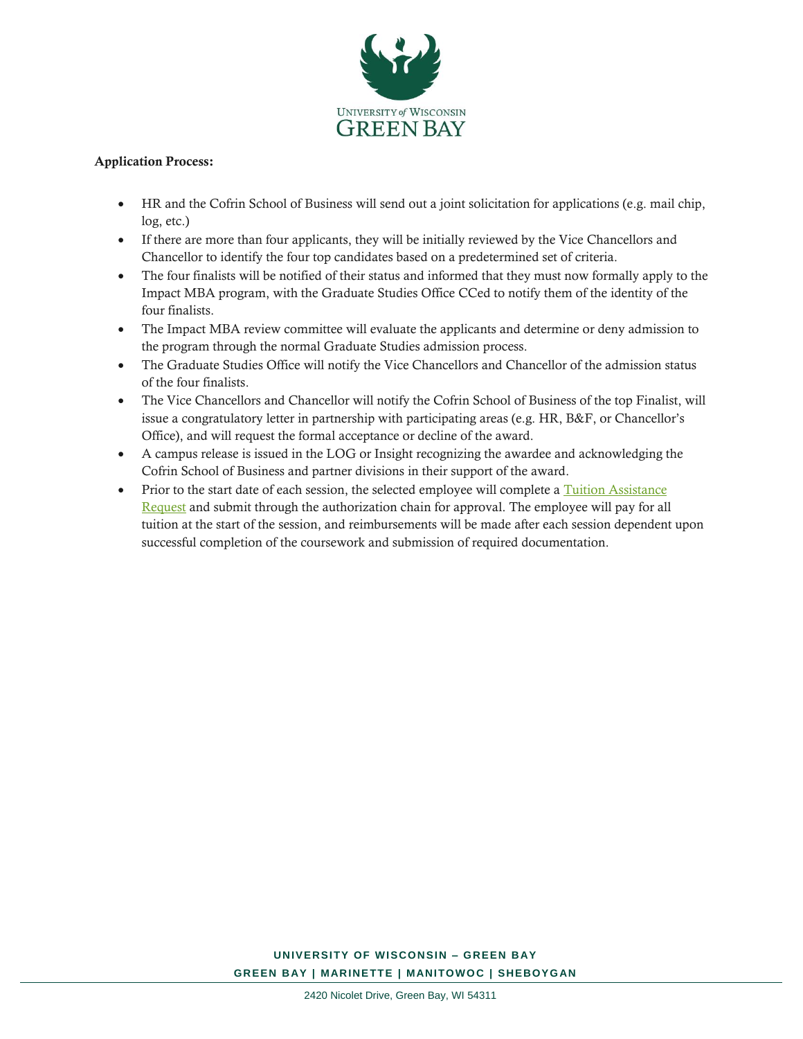**Application Process:**

- HR and the Cofrin School of Business will send out a joint solicitation for applications (e.g. mail chip, log, etc.)
- If there are more than four applicants, they will be initially reviewed by the Vice Chancellors and Chancellor to identify the four top candidates based on a predetermined set of criteria.
- The four finalists will be notified of their status and informed that they must now formally apply to the Impact MBA program, with the Graduate Studies Office CCed to notify them of the identity of the four finalists.
- The Impact MBA review committee will evaluate the applicants and determine or deny admission to the program through the normal Graduate Studies admission process.
- The Graduate Studies Office will notify the Vice Chancellors and Chancellor of the admission status of the four finalists.
- The Vice Chancellors and Chancellor will notify the Cofrin School of Business of the top Finalist, will issue a congratulatory letter in partnership with participating areas (e.g. HR, B&F, or Chancellor's Office), and will request the formal acceptance or decline of the award.
- A campus release is issued in the LOG or Insight recognizing the awardee and acknowledging the Cofrin School of Business and partner divisions in their support of the award.
- Prior to the start date of each session, the selected employee will complete a Tuition Assistance Request and submit through the authorization chain for approval. The employee will pay for all tuition at the start of the session, and reimbursements will be made after each session dependent upon successful completion of the coursework and submission of required documentation.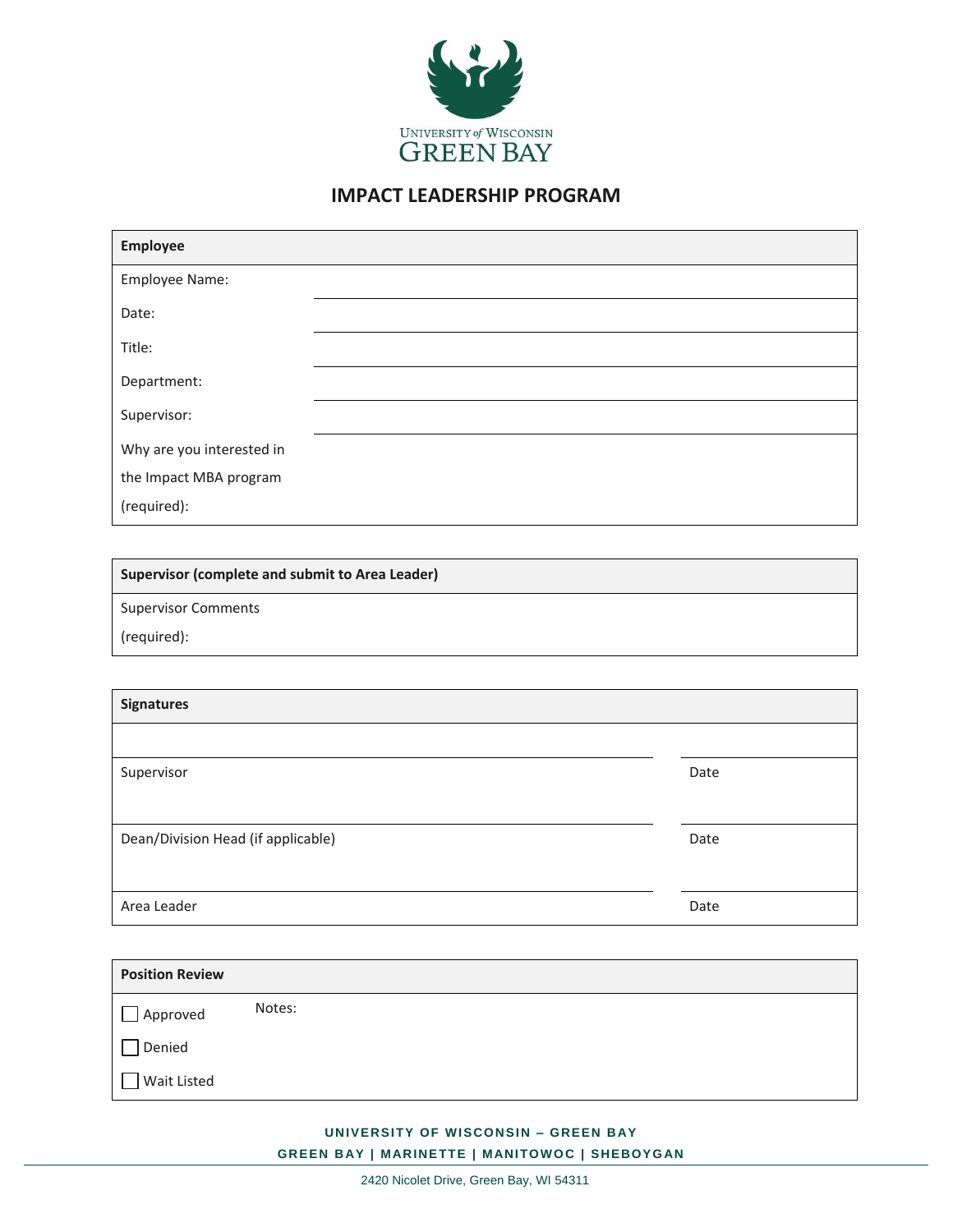UNIVERSITY of WISCONSIN
GREEN BAY

# IMPACT LEADERSHIP PROGRAM

| Employee | |
|---|---|
| Employee Name: | |
| Date: | |
| Title: | |
| Department: | |
| Supervisor: | |
| Why are you interested in the Impact MBA program (required): | |

| Supervisor (complete and submit to Area Leader) |
|---|
| Supervisor Comments (required): |

| Signatures | |
|---|---|
| Supervisor | Date |
| Dean/Division Head (if applicable) | Date |
| Area Leader | Date |

| Position Review | |
|---|---|
| ☐ Approved | Notes: |
| ☐ Denied | |
| ☐ Wait Listed | |

**UNIVERSITY OF WISCONSIN – GREEN BAY**
**GREEN BAY | MARINETTE | MANITOWOC | SHEBOYGAN**

2420 Nicolet Drive, Green Bay, WI 54311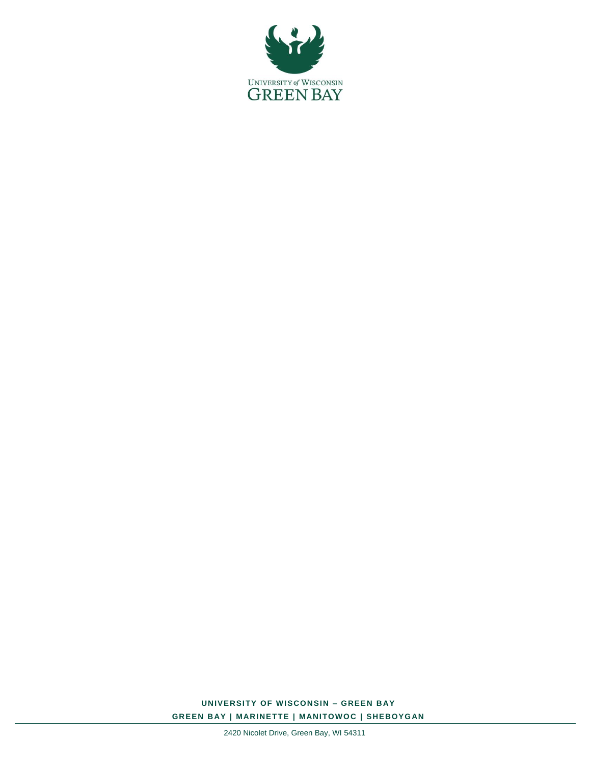UNIVERSITY of WISCONSIN
GREEN BAY

**UNIVERSITY OF WISCONSIN – GREEN BAY**

**GREEN BAY | MARINETTE | MANITOWOC | SHEBOYGAN**

2420 Nicolet Drive, Green Bay, WI 54311